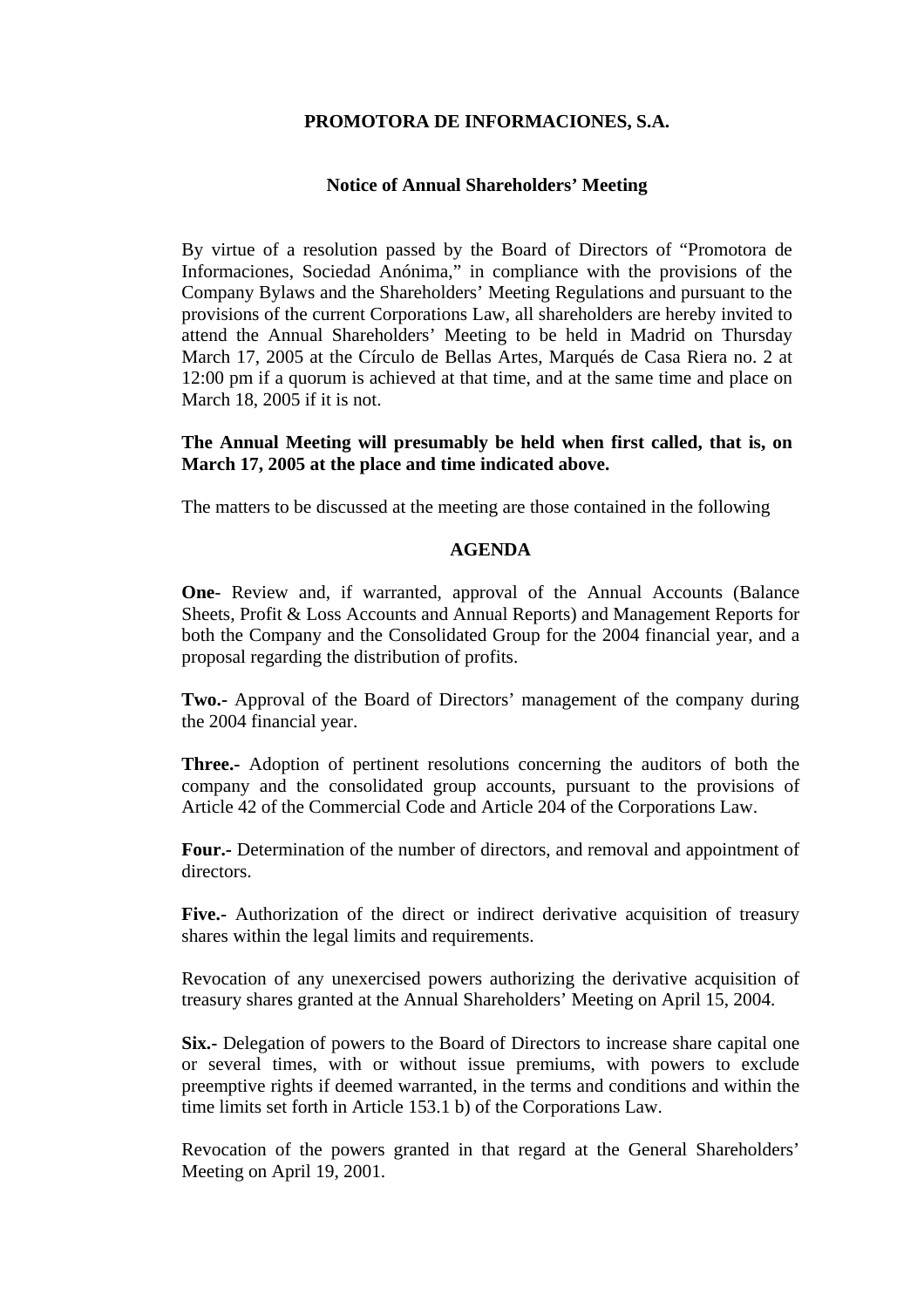# PROMOTORA DE INFORMACIONES, S.A.

## Notice of Annual Shareholders' Meeting

By virtue of a resolution passed by the Board of Directors of "Promotora de Informaciones, Sociedad Anónima," in compliance with the provisions of the Company Bylaws and the Shareholders' Meeting Regulations and pursuant to the provisions of the current Corporations Law, all shareholders are hereby invited to attend the Annual Shareholders' Meeting to be held in Madrid on Thursday March 17, 2005 at the Círculo de Bellas Artes, Marqués de Casa Riera no. 2 at 12:00 pm if a quorum is achieved at that time, and at the same time and place on March 18, 2005 if it is not.

**The Annual Meeting will presumably be held when first called, that is, on March 17, 2005 at the place and time indicated above.**

The matters to be discussed at the meeting are those contained in the following

### AGENDA

**One**- Review and, if warranted, approval of the Annual Accounts (Balance Sheets, Profit & Loss Accounts and Annual Reports) and Management Reports for both the Company and the Consolidated Group for the 2004 financial year, and a proposal regarding the distribution of profits.

**Two.-** Approval of the Board of Directors' management of the company during the 2004 financial year.

**Three.-** Adoption of pertinent resolutions concerning the auditors of both the company and the consolidated group accounts, pursuant to the provisions of Article 42 of the Commercial Code and Article 204 of the Corporations Law.

**Four.-** Determination of the number of directors, and removal and appointment of directors.

**Five.-** Authorization of the direct or indirect derivative acquisition of treasury shares within the legal limits and requirements.

Revocation of any unexercised powers authorizing the derivative acquisition of treasury shares granted at the Annual Shareholders' Meeting on April 15, 2004.

**Six.-** Delegation of powers to the Board of Directors to increase share capital one or several times, with or without issue premiums, with powers to exclude preemptive rights if deemed warranted, in the terms and conditions and within the time limits set forth in Article 153.1 b) of the Corporations Law.

Revocation of the powers granted in that regard at the General Shareholders' Meeting on April 19, 2001.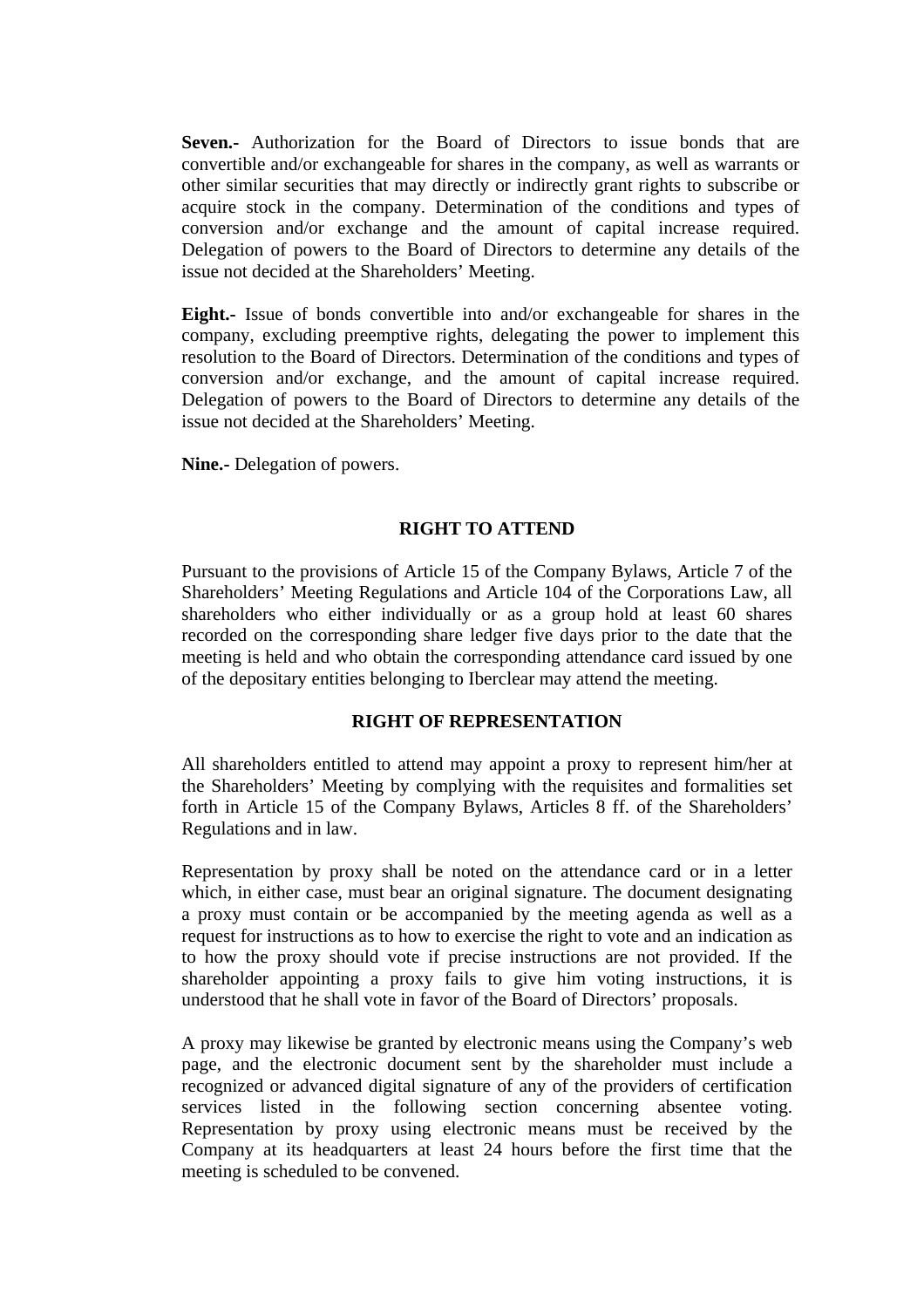**Seven.-** Authorization for the Board of Directors to issue bonds that are convertible and/or exchangeable for shares in the company, as well as warrants or other similar securities that may directly or indirectly grant rights to subscribe or acquire stock in the company. Determination of the conditions and types of conversion and/or exchange and the amount of capital increase required. Delegation of powers to the Board of Directors to determine any details of the issue not decided at the Shareholders' Meeting.

**Eight.-** Issue of bonds convertible into and/or exchangeable for shares in the company, excluding preemptive rights, delegating the power to implement this resolution to the Board of Directors. Determination of the conditions and types of conversion and/or exchange, and the amount of capital increase required. Delegation of powers to the Board of Directors to determine any details of the issue not decided at the Shareholders' Meeting.

**Nine.-** Delegation of powers.

## RIGHT TO ATTEND

Pursuant to the provisions of Article 15 of the Company Bylaws, Article 7 of the Shareholders' Meeting Regulations and Article 104 of the Corporations Law, all shareholders who either individually or as a group hold at least 60 shares recorded on the corresponding share ledger five days prior to the date that the meeting is held and who obtain the corresponding attendance card issued by one of the depositary entities belonging to Iberclear may attend the meeting.

## RIGHT OF REPRESENTATION

All shareholders entitled to attend may appoint a proxy to represent him/her at the Shareholders' Meeting by complying with the requisites and formalities set forth in Article 15 of the Company Bylaws, Articles 8 ff. of the Shareholders' Regulations and in law.

Representation by proxy shall be noted on the attendance card or in a letter which, in either case, must bear an original signature. The document designating a proxy must contain or be accompanied by the meeting agenda as well as a request for instructions as to how to exercise the right to vote and an indication as to how the proxy should vote if precise instructions are not provided. If the shareholder appointing a proxy fails to give him voting instructions, it is understood that he shall vote in favor of the Board of Directors' proposals.

A proxy may likewise be granted by electronic means using the Company's web page, and the electronic document sent by the shareholder must include a recognized or advanced digital signature of any of the providers of certification services listed in the following section concerning absentee voting. Representation by proxy using electronic means must be received by the Company at its headquarters at least 24 hours before the first time that the meeting is scheduled to be convened.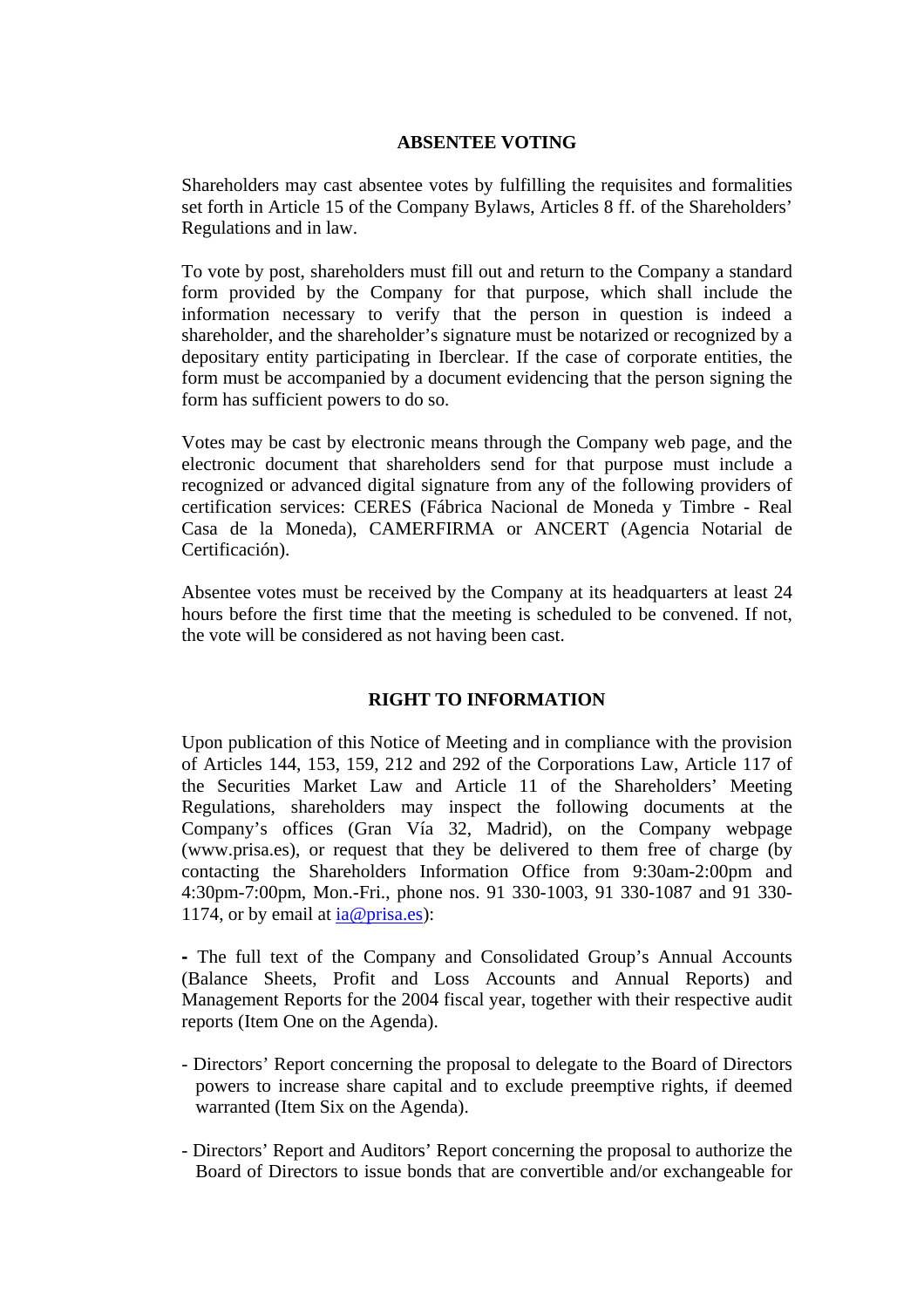## ABSENTEE VOTING

Shareholders may cast absentee votes by fulfilling the requisites and formalities set forth in Article 15 of the Company Bylaws, Articles 8 ff. of the Shareholders' Regulations and in law.

To vote by post, shareholders must fill out and return to the Company a standard form provided by the Company for that purpose, which shall include the information necessary to verify that the person in question is indeed a shareholder, and the shareholder's signature must be notarized or recognized by a depositary entity participating in Iberclear. If the case of corporate entities, the form must be accompanied by a document evidencing that the person signing the form has sufficient powers to do so.

Votes may be cast by electronic means through the Company web page, and the electronic document that shareholders send for that purpose must include a recognized or advanced digital signature from any of the following providers of certification services: CERES (Fábrica Nacional de Moneda y Timbre - Real Casa de la Moneda), CAMERFIRMA or ANCERT (Agencia Notarial de Certificación).

Absentee votes must be received by the Company at its headquarters at least 24 hours before the first time that the meeting is scheduled to be convened. If not, the vote will be considered as not having been cast.

## RIGHT TO INFORMATION

Upon publication of this Notice of Meeting and in compliance with the provision of Articles 144, 153, 159, 212 and 292 of the Corporations Law, Article 117 of the Securities Market Law and Article 11 of the Shareholders' Meeting Regulations, shareholders may inspect the following documents at the Company's offices (Gran Vía 32, Madrid), on the Company webpage (www.prisa.es), or request that they be delivered to them free of charge (by contacting the Shareholders Information Office from 9:30am-2:00pm and 4:30pm-7:00pm, Mon.-Fri., phone nos. 91 330-1003, 91 330-1087 and 91 330-1174, or by email at ia@prisa.es):

- The full text of the Company and Consolidated Group's Annual Accounts (Balance Sheets, Profit and Loss Accounts and Annual Reports) and Management Reports for the 2004 fiscal year, together with their respective audit reports (Item One on the Agenda).

- Directors' Report concerning the proposal to delegate to the Board of Directors powers to increase share capital and to exclude preemptive rights, if deemed warranted (Item Six on the Agenda).

- Directors' Report and Auditors' Report concerning the proposal to authorize the Board of Directors to issue bonds that are convertible and/or exchangeable for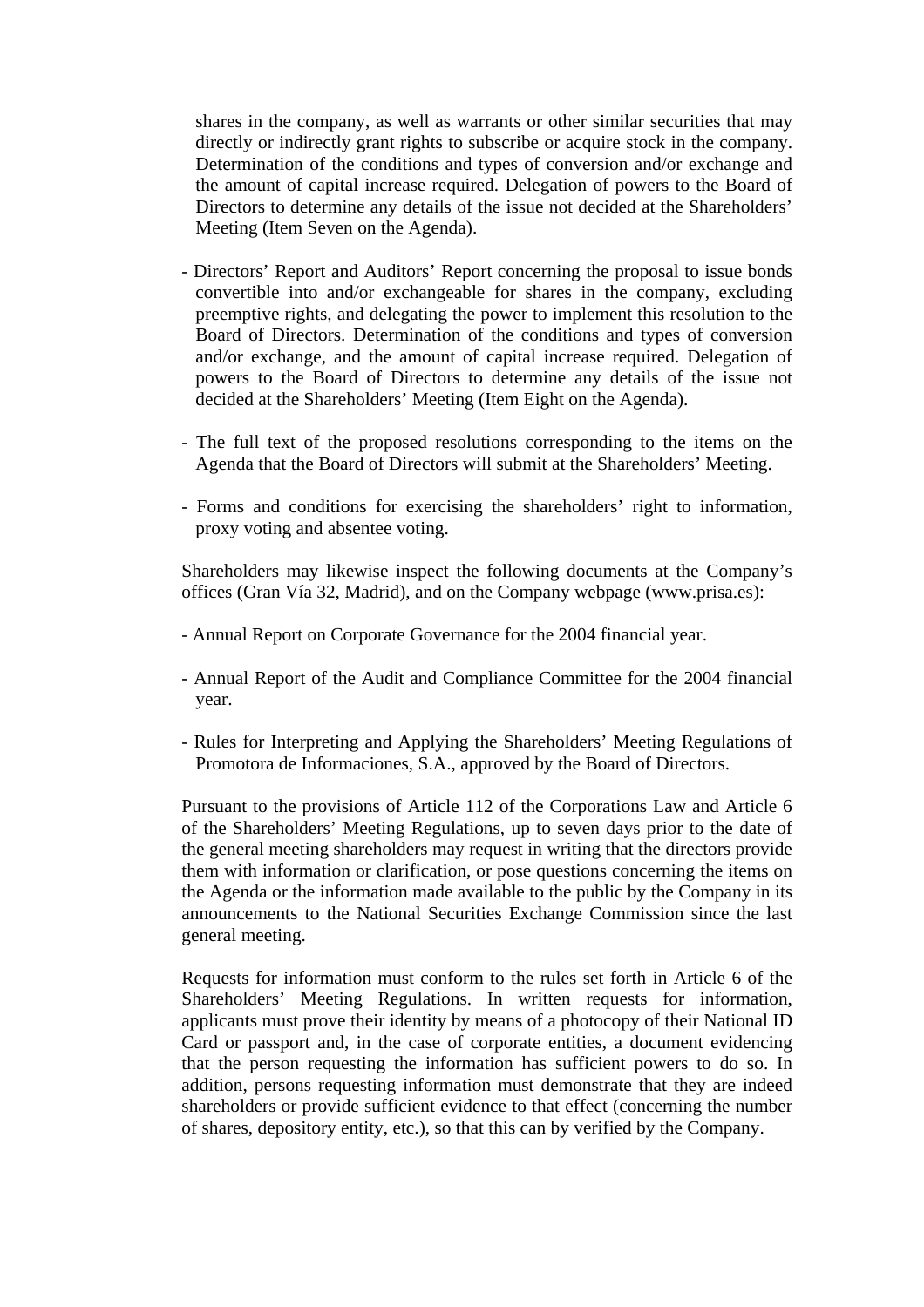shares in the company, as well as warrants or other similar securities that may directly or indirectly grant rights to subscribe or acquire stock in the company. Determination of the conditions and types of conversion and/or exchange and the amount of capital increase required. Delegation of powers to the Board of Directors to determine any details of the issue not decided at the Shareholders' Meeting (Item Seven on the Agenda).

- Directors' Report and Auditors' Report concerning the proposal to issue bonds convertible into and/or exchangeable for shares in the company, excluding preemptive rights, and delegating the power to implement this resolution to the Board of Directors. Determination of the conditions and types of conversion and/or exchange, and the amount of capital increase required. Delegation of powers to the Board of Directors to determine any details of the issue not decided at the Shareholders' Meeting (Item Eight on the Agenda).

- The full text of the proposed resolutions corresponding to the items on the Agenda that the Board of Directors will submit at the Shareholders' Meeting.

- Forms and conditions for exercising the shareholders' right to information, proxy voting and absentee voting.

Shareholders may likewise inspect the following documents at the Company's offices (Gran Vía 32, Madrid), and on the Company webpage (www.prisa.es):

- Annual Report on Corporate Governance for the 2004 financial year.

- Annual Report of the Audit and Compliance Committee for the 2004 financial year.

- Rules for Interpreting and Applying the Shareholders' Meeting Regulations of Promotora de Informaciones, S.A., approved by the Board of Directors.

Pursuant to the provisions of Article 112 of the Corporations Law and Article 6 of the Shareholders' Meeting Regulations, up to seven days prior to the date of the general meeting shareholders may request in writing that the directors provide them with information or clarification, or pose questions concerning the items on the Agenda or the information made available to the public by the Company in its announcements to the National Securities Exchange Commission since the last general meeting.

Requests for information must conform to the rules set forth in Article 6 of the Shareholders' Meeting Regulations. In written requests for information, applicants must prove their identity by means of a photocopy of their National ID Card or passport and, in the case of corporate entities, a document evidencing that the person requesting the information has sufficient powers to do so. In addition, persons requesting information must demonstrate that they are indeed shareholders or provide sufficient evidence to that effect (concerning the number of shares, depository entity, etc.), so that this can by verified by the Company.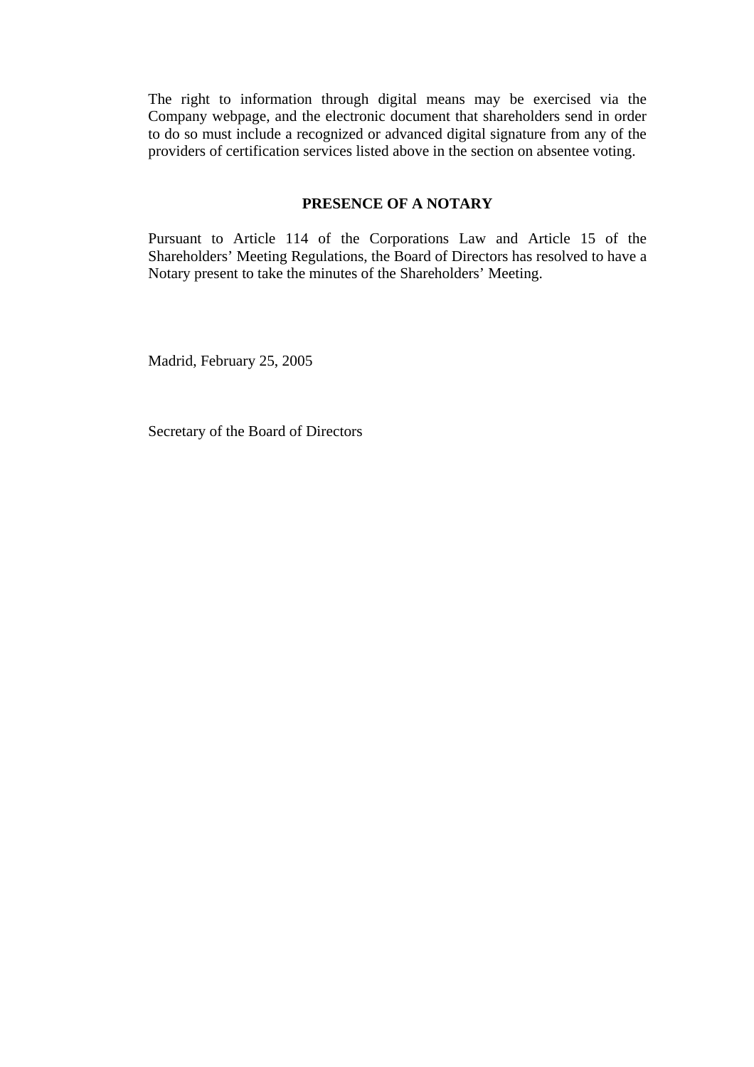The right to information through digital means may be exercised via the Company webpage, and the electronic document that shareholders send in order to do so must include a recognized or advanced digital signature from any of the providers of certification services listed above in the section on absentee voting.

## PRESENCE OF A NOTARY

Pursuant to Article 114 of the Corporations Law and Article 15 of the Shareholders' Meeting Regulations, the Board of Directors has resolved to have a Notary present to take the minutes of the Shareholders' Meeting.

Madrid, February 25, 2005

Secretary of the Board of Directors